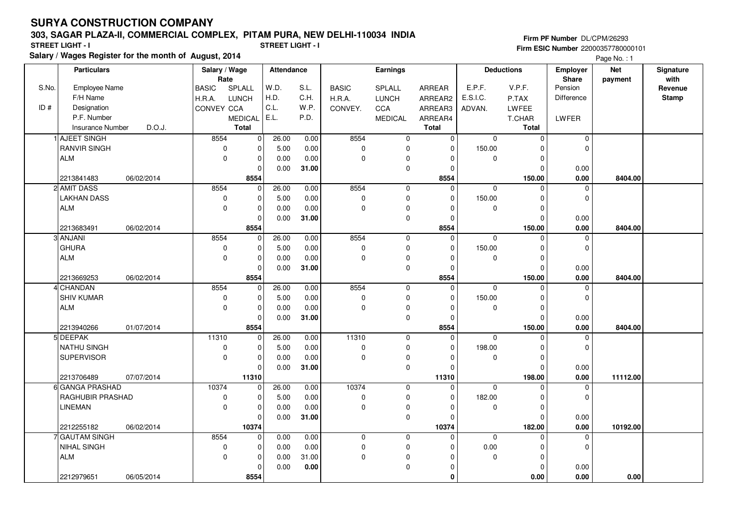# SURYA CONSTRUCTION COMPANY

## 303, SAGAR PLAZA-II, COMMERCIAL COMPLEX, PITAM PURA, NEW DELHI-110034 INDIA

**STREET LIGHT - I** &nbsp;&nbsp;&nbsp;&nbsp; **STREET LIGHT - I**

**Salary / Wages Register for the month of August, 2014**

**Firm PF Number** DL/CPM/26293
**Firm ESIC Number** 22000357780000101

| S.No. / ID # | Particulars: Employee Name / F/H Name / Designation / P.F. Number / Insurance Number / D.O.J. | Salary / Wage Rate: BASIC / H.R.A. / CONVEY | SPLALL / LUNCH / CCA / MEDICAL / Total | Attendance: W.D. / H.D. / C.L. / E.L. | S.L. / C.H. / W.P. / P.D. | Earnings: BASIC / H.R.A. / CONVEY. | SPLALL / LUNCH / CCA / MEDICAL | ARREAR / ARREAR2 / ARREAR3 / ARREAR4 / Total | Deductions: E.P.F. / E.S.I.C. / ADVAN. | V.P.F. / P.TAX / LWFEE / T.CHAR / Total | Employer Share: Pension / Difference / LWFER | Net payment | Signature with Revenue Stamp |
|---|---|---|---|---|---|---|---|---|---|---|---|---|---|
| 1 | AJEET SINGH / RANVIR SINGH / ALM / 2213841483 / 06/02/2014 | 8554 / 0 / 0 | 0 / 0 / 0 / 0 / 8554 | 26.00 / 5.00 / 0.00 / 0.00 | 0.00 / 0.00 / 0.00 / 31.00 | 8554 / 0 / 0 | 0 / 0 / 0 / 0 | 0 / 0 / 0 / 0 / 8554 | 0 / 150.00 / 0 | 0 / 0 / 0 / 0 / 150.00 | 0 / 0 / 0.00 / 0.00 | 8404.00 | |
| 2 | AMIT DASS / LAKHAN DASS / ALM / 2213683491 / 06/02/2014 | 8554 / 0 / 0 | 0 / 0 / 0 / 0 / 8554 | 26.00 / 5.00 / 0.00 / 0.00 | 0.00 / 0.00 / 0.00 / 31.00 | 8554 / 0 / 0 | 0 / 0 / 0 / 0 | 0 / 0 / 0 / 0 / 8554 | 0 / 150.00 / 0 | 0 / 0 / 0 / 0 / 150.00 | 0 / 0 / 0.00 / 0.00 | 8404.00 | |
| 3 | ANJANI / GHURA / ALM / 2213669253 / 06/02/2014 | 8554 / 0 / 0 | 0 / 0 / 0 / 0 / 8554 | 26.00 / 5.00 / 0.00 / 0.00 | 0.00 / 0.00 / 0.00 / 31.00 | 8554 / 0 / 0 | 0 / 0 / 0 / 0 | 0 / 0 / 0 / 0 / 8554 | 0 / 150.00 / 0 | 0 / 0 / 0 / 0 / 150.00 | 0 / 0 / 0.00 / 0.00 | 8404.00 | |
| 4 | CHANDAN / SHIV KUMAR / ALM / 2213940266 / 01/07/2014 | 8554 / 0 / 0 | 0 / 0 / 0 / 0 / 8554 | 26.00 / 5.00 / 0.00 / 0.00 | 0.00 / 0.00 / 0.00 / 31.00 | 8554 / 0 / 0 | 0 / 0 / 0 / 0 | 0 / 0 / 0 / 0 / 8554 | 0 / 150.00 / 0 | 0 / 0 / 0 / 0 / 150.00 | 0 / 0 / 0.00 / 0.00 | 8404.00 | |
| 5 | DEEPAK / NATHU SINGH / SUPERVISOR / 2213706489 / 07/07/2014 | 11310 / 0 / 0 | 0 / 0 / 0 / 0 / 11310 | 26.00 / 5.00 / 0.00 / 0.00 | 0.00 / 0.00 / 0.00 / 31.00 | 11310 / 0 / 0 | 0 / 0 / 0 / 0 | 0 / 0 / 0 / 0 / 11310 | 0 / 198.00 / 0 | 0 / 0 / 0 / 0 / 198.00 | 0 / 0 / 0.00 / 0.00 | 11112.00 | |
| 6 | GANGA PRASHAD / RAGHUBIR PRASHAD / LINEMAN / 2212255182 / 06/02/2014 | 10374 / 0 / 0 | 0 / 0 / 0 / 0 / 10374 | 26.00 / 5.00 / 0.00 / 0.00 | 0.00 / 0.00 / 0.00 / 31.00 | 10374 / 0 / 0 | 0 / 0 / 0 / 0 | 0 / 0 / 0 / 0 / 10374 | 0 / 182.00 / 0 | 0 / 0 / 0 / 0 / 182.00 | 0 / 0 / 0.00 / 0.00 | 10192.00 | |
| 7 | GAUTAM SINGH / NIHAL SINGH / ALM / 2212979651 / 06/05/2014 | 8554 / 0 / 0 | 0 / 0 / 0 / 0 / 8554 | 0.00 / 0.00 / 0.00 / 0.00 | 0.00 / 0.00 / 31.00 / 0.00 | 0 / 0 / 0 | 0 / 0 / 0 / 0 | 0 / 0 / 0 / 0 / 0 | 0 / 0.00 / 0 | 0 / 0 / 0 / 0 / 0.00 | 0 / 0 / 0.00 / 0.00 | 0.00 | |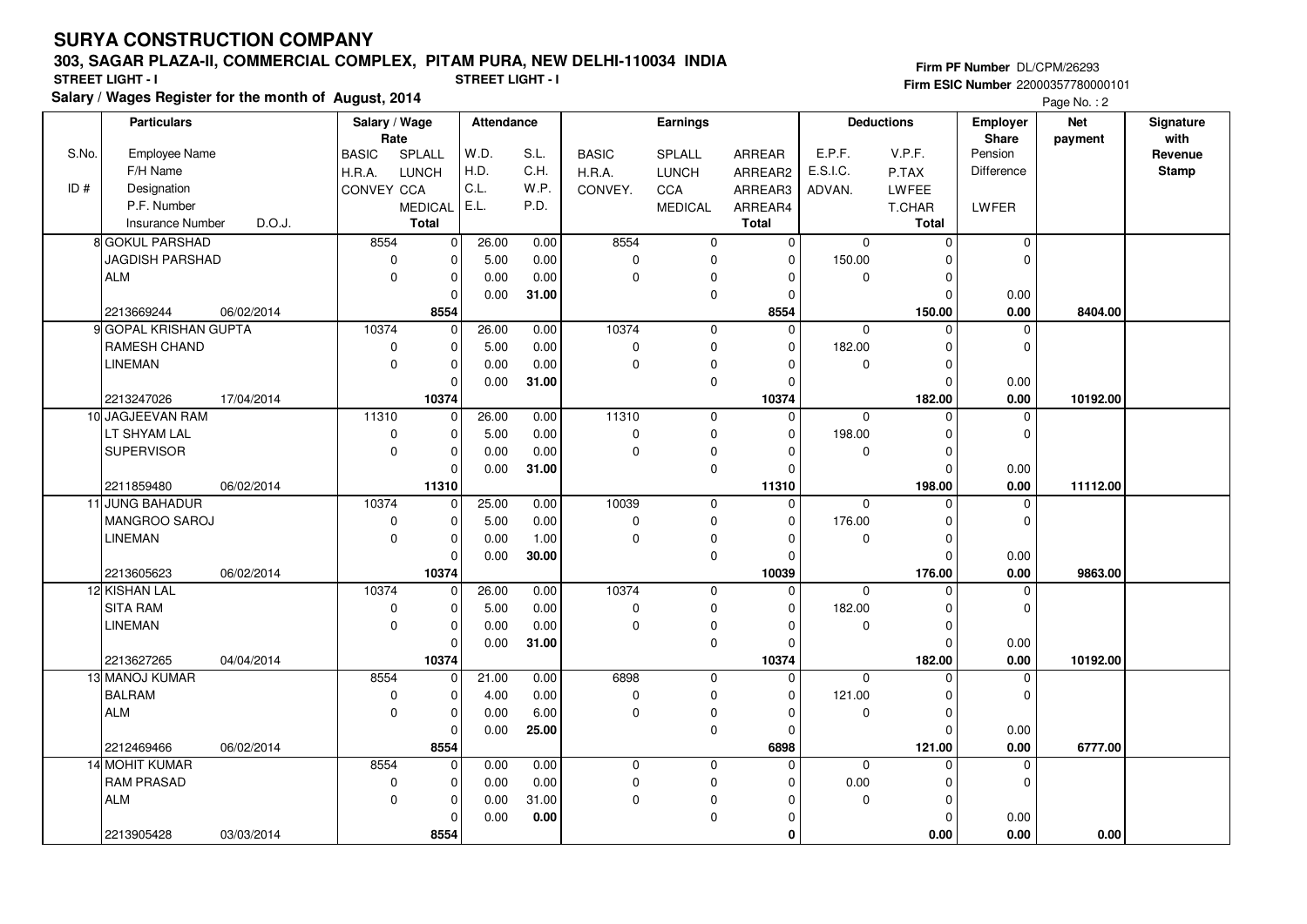# SURYA CONSTRUCTION COMPANY

## 303, SAGAR PLAZA-II, COMMERCIAL COMPLEX, PITAM PURA, NEW DELHI-110034 INDIA

**STREET LIGHT - I** &nbsp;&nbsp;&nbsp; **STREET LIGHT - I**

**Salary / Wages Register for the month of August, 2014**

**Firm PF Number** DL/CPM/26293

**Firm ESIC Number** 22000357780000101

| S.No. / ID # | Particulars: Employee Name / F/H Name / Designation / P.F. Number / Insurance Number / D.O.J. | Salary / Wage Rate: BASIC / H.R.A. / CONVEY | SPLALL / LUNCH / CCA / MEDICAL / Total | Attendance: W.D. / H.D. / C.L. / E.L. | S.L. / C.H. / W.P. / P.D. | Earnings: BASIC / H.R.A. / CONVEY. | SPLALL / LUNCH / CCA / MEDICAL | ARREAR / ARREAR2 / ARREAR3 / ARREAR4 / Total | Deductions: E.P.F. / E.S.I.C. / ADVAN. | V.P.F. / P.TAX / LWFEE / T.CHAR / Total | Employer Share: Pension / Difference / LWFER | Net payment | Signature with Revenue Stamp |
|---|---|---|---|---|---|---|---|---|---|---|---|---|---|
| 8 | GOKUL PARSHAD<br>JAGDISH PARSHAD<br>ALM<br><br>2213669244 06/02/2014 | 8554<br>0<br>0 | 0<br>0<br>0<br>0<br>8554 | 26.00<br>5.00<br>0.00<br>0.00 | 0.00<br>0.00<br>0.00<br>31.00 | 8554<br>0<br>0 | 0<br>0<br>0<br>0 | 0<br>0<br>0<br>0<br>8554 | 0<br>150.00<br>0 | 0<br>0<br>0<br>0<br>150.00 | 0<br>0<br>0.00<br>0.00 | 8404.00 | |
| 9 | GOPAL KRISHAN GUPTA<br>RAMESH CHAND<br>LINEMAN<br><br>2213247026 17/04/2014 | 10374<br>0<br>0 | 0<br>0<br>0<br>0<br>10374 | 26.00<br>5.00<br>0.00<br>0.00 | 0.00<br>0.00<br>0.00<br>31.00 | 10374<br>0<br>0 | 0<br>0<br>0<br>0 | 0<br>0<br>0<br>0<br>10374 | 0<br>182.00<br>0 | 0<br>0<br>0<br>0<br>182.00 | 0<br>0<br>0.00<br>0.00 | 10192.00 | |
| 10 | JAGJEEVAN RAM<br>LT SHYAM LAL<br>SUPERVISOR<br><br>2211859480 06/02/2014 | 11310<br>0<br>0 | 0<br>0<br>0<br>0<br>11310 | 26.00<br>5.00<br>0.00<br>0.00 | 0.00<br>0.00<br>0.00<br>31.00 | 11310<br>0<br>0 | 0<br>0<br>0<br>0 | 0<br>0<br>0<br>0<br>11310 | 0<br>198.00<br>0 | 0<br>0<br>0<br>0<br>198.00 | 0<br>0<br>0.00<br>0.00 | 11112.00 | |
| 11 | JUNG BAHADUR<br>MANGROO SAROJ<br>LINEMAN<br><br>2213605623 06/02/2014 | 10374<br>0<br>0 | 0<br>0<br>0<br>0<br>10374 | 25.00<br>5.00<br>0.00<br>0.00 | 0.00<br>0.00<br>1.00<br>30.00 | 10039<br>0<br>0 | 0<br>0<br>0<br>0 | 0<br>0<br>0<br>0<br>10039 | 0<br>176.00<br>0 | 0<br>0<br>0<br>0<br>176.00 | 0<br>0<br>0.00<br>0.00 | 9863.00 | |
| 12 | KISHAN LAL<br>SITA RAM<br>LINEMAN<br><br>2213627265 04/04/2014 | 10374<br>0<br>0 | 0<br>0<br>0<br>0<br>10374 | 26.00<br>5.00<br>0.00<br>0.00 | 0.00<br>0.00<br>0.00<br>31.00 | 10374<br>0<br>0 | 0<br>0<br>0<br>0 | 0<br>0<br>0<br>0<br>10374 | 0<br>182.00<br>0 | 0<br>0<br>0<br>0<br>182.00 | 0<br>0<br>0.00<br>0.00 | 10192.00 | |
| 13 | MANOJ KUMAR<br>BALRAM<br>ALM<br><br>2212469466 06/02/2014 | 8554<br>0<br>0 | 0<br>0<br>0<br>0<br>8554 | 21.00<br>4.00<br>0.00<br>0.00 | 0.00<br>0.00<br>6.00<br>25.00 | 6898<br>0<br>0 | 0<br>0<br>0<br>0 | 0<br>0<br>0<br>0<br>6898 | 0<br>121.00<br>0 | 0<br>0<br>0<br>0<br>121.00 | 0<br>0<br>0.00<br>0.00 | 6777.00 | |
| 14 | MOHIT KUMAR<br>RAM PRASAD<br>ALM<br><br>2213905428 03/03/2014 | 8554<br>0<br>0 | 0<br>0<br>0<br>0<br>8554 | 0.00<br>0.00<br>0.00<br>0.00 | 0.00<br>0.00<br>31.00<br>0.00 | 0<br>0<br>0 | 0<br>0<br>0<br>0 | 0<br>0<br>0<br>0<br>0 | 0<br>0.00<br>0 | 0<br>0<br>0<br>0<br>0.00 | 0<br>0<br>0.00<br>0.00 | 0.00 | |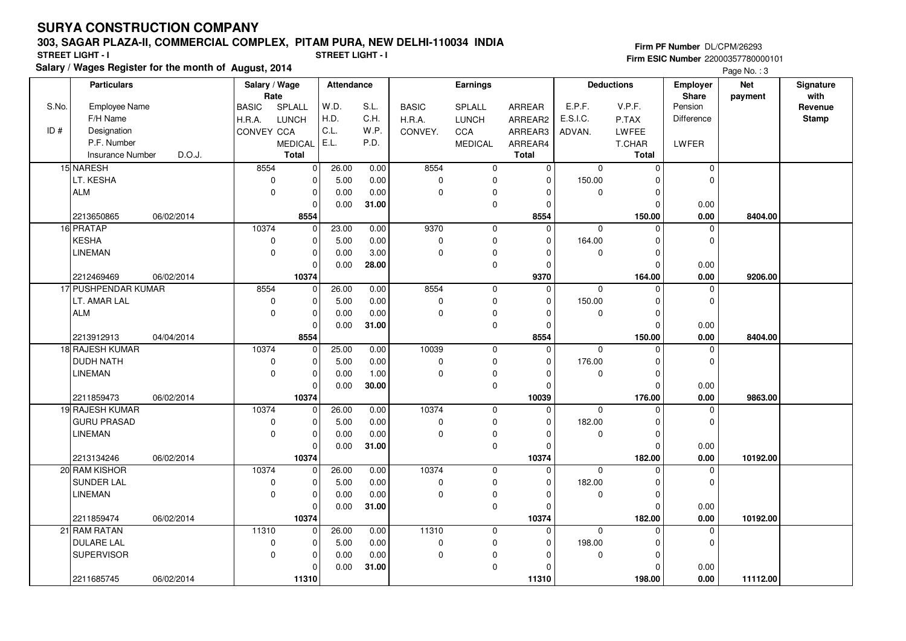# SURYA CONSTRUCTION COMPANY

## 303, SAGAR PLAZA-II, COMMERCIAL COMPLEX, PITAM PURA, NEW DELHI-110034 INDIA

**STREET LIGHT - I** &nbsp;&nbsp;&nbsp;&nbsp; **STREET LIGHT - I**

**Salary / Wages Register for the month of August, 2014**

**Firm PF Number** DL/CPM/26293
**Firm ESIC Number** 22000357780000101

| S.No. / ID # | Particulars: Employee Name / F/H Name / Designation / P.F. Number / Insurance Number / D.O.J. | Salary / Wage Rate: BASIC / H.R.A. / CONVEY | SPLALL / LUNCH / CCA / MEDICAL / Total | Attendance: W.D. / H.D. / C.L. / E.L. | S.L. / C.H. / W.P. / P.D. | Earnings: BASIC / H.R.A. / CONVEY. | SPLALL / LUNCH / CCA / MEDICAL | ARREAR / ARREAR2 / ARREAR3 / ARREAR4 / Total | Deductions: E.P.F. / E.S.I.C. / ADVAN. | V.P.F. / P.TAX / LWFEE / T.CHAR / Total | Employer Share: Pension / Difference / LWFER | Net payment | Signature with Revenue Stamp |
|---|---|---|---|---|---|---|---|---|---|---|---|---|---|
| 15 | NARESH / LT. KESHA / ALM / 2213650865 / 06/02/2014 | 8554 / 0 / 0 | 0 / 0 / 0 / 0 / 8554 | 26.00 / 5.00 / 0.00 / 0.00 | 0.00 / 0.00 / 0.00 / 31.00 | 8554 / 0 / 0 | 0 / 0 / 0 / 0 | 0 / 0 / 0 / 0 / 8554 | 0 / 150.00 / 0 | 0 / 0 / 0 / 0 / 150.00 | 0 / 0 / 0.00 / 0.00 | 8404.00 | |
| 16 | PRATAP / KESHA / LINEMAN / 2212469469 / 06/02/2014 | 10374 / 0 / 0 | 0 / 0 / 0 / 0 / 10374 | 23.00 / 5.00 / 0.00 / 0.00 | 0.00 / 0.00 / 3.00 / 28.00 | 9370 / 0 / 0 | 0 / 0 / 0 / 0 | 0 / 0 / 0 / 0 / 9370 | 0 / 164.00 / 0 | 0 / 0 / 0 / 0 / 164.00 | 0 / 0 / 0.00 / 0.00 | 9206.00 | |
| 17 | PUSHPENDAR KUMAR / LT. AMAR LAL / ALM / 2213912913 / 04/04/2014 | 8554 / 0 / 0 | 0 / 0 / 0 / 0 / 8554 | 26.00 / 5.00 / 0.00 / 0.00 | 0.00 / 0.00 / 0.00 / 31.00 | 8554 / 0 / 0 | 0 / 0 / 0 / 0 | 0 / 0 / 0 / 0 / 8554 | 0 / 150.00 / 0 | 0 / 0 / 0 / 0 / 150.00 | 0 / 0 / 0.00 / 0.00 | 8404.00 | |
| 18 | RAJESH KUMAR / DUDH NATH / LINEMAN / 2211859473 / 06/02/2014 | 10374 / 0 / 0 | 0 / 0 / 0 / 0 / 10374 | 25.00 / 5.00 / 0.00 / 0.00 | 0.00 / 0.00 / 1.00 / 30.00 | 10039 / 0 / 0 | 0 / 0 / 0 / 0 | 0 / 0 / 0 / 0 / 10039 | 0 / 176.00 / 0 | 0 / 0 / 0 / 0 / 176.00 | 0 / 0 / 0.00 / 0.00 | 9863.00 | |
| 19 | RAJESH KUMAR / GURU PRASAD / LINEMAN / 2213134246 / 06/02/2014 | 10374 / 0 / 0 | 0 / 0 / 0 / 0 / 10374 | 26.00 / 5.00 / 0.00 / 0.00 | 0.00 / 0.00 / 0.00 / 31.00 | 10374 / 0 / 0 | 0 / 0 / 0 / 0 | 0 / 0 / 0 / 0 / 10374 | 0 / 182.00 / 0 | 0 / 0 / 0 / 0 / 182.00 | 0 / 0 / 0.00 / 0.00 | 10192.00 | |
| 20 | RAM KISHOR / SUNDER LAL / LINEMAN / 2211859474 / 06/02/2014 | 10374 / 0 / 0 | 0 / 0 / 0 / 0 / 10374 | 26.00 / 5.00 / 0.00 / 0.00 | 0.00 / 0.00 / 0.00 / 31.00 | 10374 / 0 / 0 | 0 / 0 / 0 / 0 | 0 / 0 / 0 / 0 / 10374 | 0 / 182.00 / 0 | 0 / 0 / 0 / 0 / 182.00 | 0 / 0 / 0.00 / 0.00 | 10192.00 | |
| 21 | RAM RATAN / DULARE LAL / SUPERVISOR / 2211685745 / 06/02/2014 | 11310 / 0 / 0 | 0 / 0 / 0 / 0 / 11310 | 26.00 / 5.00 / 0.00 / 0.00 | 0.00 / 0.00 / 0.00 / 31.00 | 11310 / 0 / 0 | 0 / 0 / 0 / 0 | 0 / 0 / 0 / 0 / 11310 | 0 / 198.00 / 0 | 0 / 0 / 0 / 0 / 198.00 | 0 / 0 / 0.00 / 0.00 | 11112.00 | |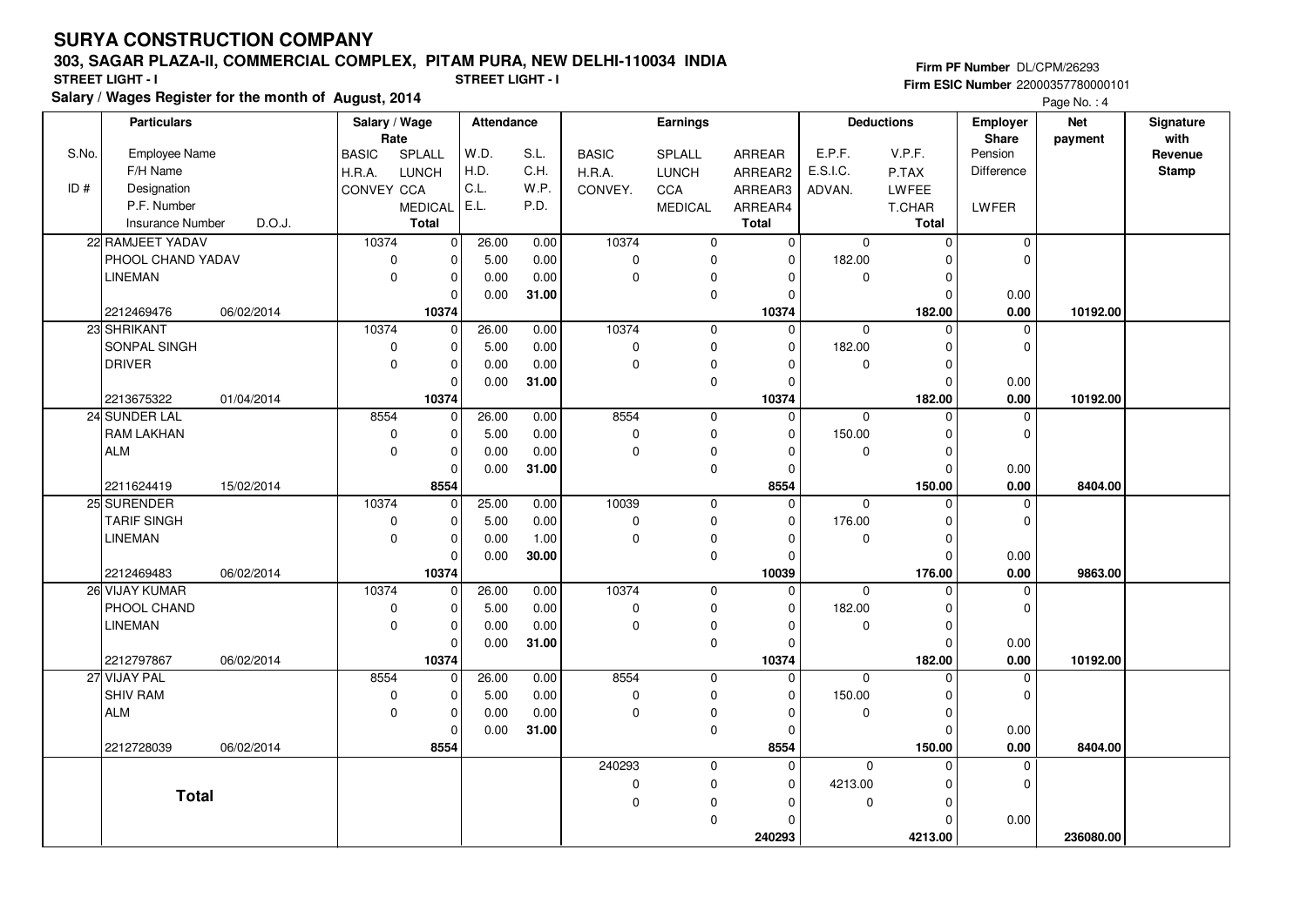# SURYA CONSTRUCTION COMPANY

**303, SAGAR PLAZA-II, COMMERCIAL COMPLEX, PITAM PURA, NEW DELHI-110034 INDIA**

**STREET LIGHT - I** | **STREET LIGHT - I**

**Salary / Wages Register for the month of August, 2014**

**Firm PF Number** DL/CPM/26293
**Firm ESIC Number** 22000357780000101

| S.No. / ID # | Particulars: Employee Name / F/H Name / Designation / P.F. Number / Insurance Number / D.O.J. | Salary / Wage Rate: BASIC / H.R.A. / CONVEY | SPLALL / LUNCH / CCA / MEDICAL / Total | Attendance: W.D. / H.D. / C.L. / E.L. | S.L. / C.H. / W.P. / P.D. | Earnings: BASIC / H.R.A. / CONVEY. | SPLALL / LUNCH / CCA / MEDICAL | ARREAR / ARREAR2 / ARREAR3 / ARREAR4 / Total | Deductions: E.P.F. / E.S.I.C. / ADVAN. | V.P.F. / P.TAX / LWFEE / T.CHAR / Total | Employer Share: Pension / Difference / LWFER | Net payment | Signature with Revenue Stamp |
|---|---|---|---|---|---|---|---|---|---|---|---|---|---|
| 22 | RAMJEET YADAV / PHOOL CHAND YADAV / LINEMAN / 2212469476 06/02/2014 | 10374 / 0 / 0 | 0 / 0 / 0 / 0 / 10374 | 26.00 / 5.00 / 0.00 / 0.00 | 0.00 / 0.00 / 0.00 / 31.00 | 10374 / 0 / 0 | 0 / 0 / 0 / 0 | 0 / 0 / 0 / 0 / 10374 | 0 / 182.00 / 0 | 0 / 0 / 0 / 0 / 182.00 | 0 / 0 / 0.00 / 0.00 | 10192.00 | |
| 23 | SHRIKANT / SONPAL SINGH / DRIVER / 2213675322 01/04/2014 | 10374 / 0 / 0 | 0 / 0 / 0 / 0 / 10374 | 26.00 / 5.00 / 0.00 / 0.00 | 0.00 / 0.00 / 0.00 / 31.00 | 10374 / 0 / 0 | 0 / 0 / 0 / 0 | 0 / 0 / 0 / 0 / 10374 | 0 / 182.00 / 0 | 0 / 0 / 0 / 0 / 182.00 | 0 / 0 / 0.00 / 0.00 | 10192.00 | |
| 24 | SUNDER LAL / RAM LAKHAN / ALM / 2211624419 15/02/2014 | 8554 / 0 / 0 | 0 / 0 / 0 / 0 / 8554 | 26.00 / 5.00 / 0.00 / 0.00 | 0.00 / 0.00 / 0.00 / 31.00 | 8554 / 0 / 0 | 0 / 0 / 0 / 0 | 0 / 0 / 0 / 0 / 8554 | 0 / 150.00 / 0 | 0 / 0 / 0 / 0 / 150.00 | 0 / 0 / 0.00 / 0.00 | 8404.00 | |
| 25 | SURENDER / TARIF SINGH / LINEMAN / 2212469483 06/02/2014 | 10374 / 0 / 0 | 0 / 0 / 0 / 0 / 10374 | 25.00 / 5.00 / 0.00 / 0.00 | 0.00 / 0.00 / 1.00 / 30.00 | 10039 / 0 / 0 | 0 / 0 / 0 / 0 | 0 / 0 / 0 / 0 / 10039 | 0 / 176.00 / 0 | 0 / 0 / 0 / 0 / 176.00 | 0 / 0 / 0.00 / 0.00 | 9863.00 | |
| 26 | VIJAY KUMAR / PHOOL CHAND / LINEMAN / 2212797867 06/02/2014 | 10374 / 0 / 0 | 0 / 0 / 0 / 0 / 10374 | 26.00 / 5.00 / 0.00 / 0.00 | 0.00 / 0.00 / 0.00 / 31.00 | 10374 / 0 / 0 | 0 / 0 / 0 / 0 | 0 / 0 / 0 / 0 / 10374 | 0 / 182.00 / 0 | 0 / 0 / 0 / 0 / 182.00 | 0 / 0 / 0.00 / 0.00 | 10192.00 | |
| 27 | VIJAY PAL / SHIV RAM / ALM / 2212728039 06/02/2014 | 8554 / 0 / 0 | 0 / 0 / 0 / 0 / 8554 | 26.00 / 5.00 / 0.00 / 0.00 | 0.00 / 0.00 / 0.00 / 31.00 | 8554 / 0 / 0 | 0 / 0 / 0 / 0 | 0 / 0 / 0 / 0 / 8554 | 0 / 150.00 / 0 | 0 / 0 / 0 / 0 / 150.00 | 0 / 0 / 0.00 / 0.00 | 8404.00 | |
| | **Total** | | | | | 240293 / 0 / 0 | 0 / 0 / 0 / 0 | 0 / 0 / 0 / 0 / 240293 | 0 / 4213.00 / 0 | 0 / 0 / 0 / 0 / 4213.00 | 0 / 0 / 0.00 | 236080.00 | |